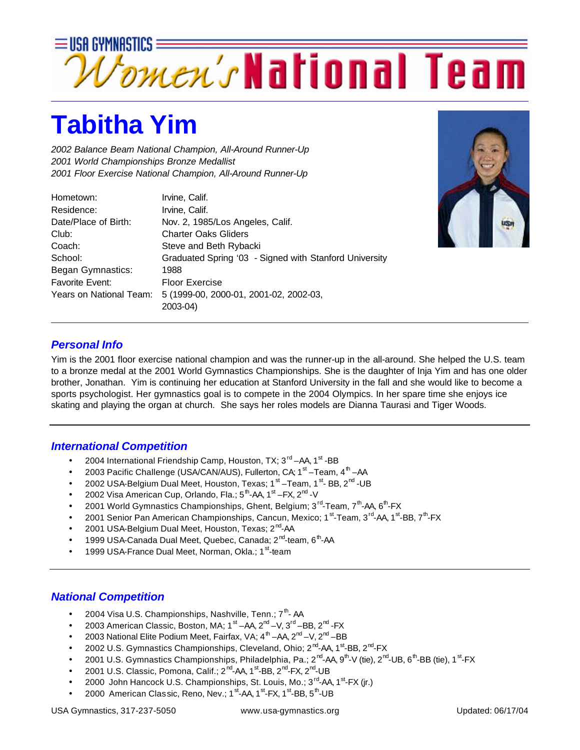USA GYMNASTICS

# Women's National Team

# Tabitha Yim

*2002 Balance Beam National Champion, All-Around Runner-Up*
*2001 World Championships Bronze Medallist*
*2001 Floor Exercise National Champion, All-Around Runner-Up*

| | |
|---|---|
| Hometown: | Irvine, Calif. |
| Residence: | Irvine, Calif. |
| Date/Place of Birth: | Nov. 2, 1985/Los Angeles, Calif. |
| Club: | Charter Oaks Gliders |
| Coach: | Steve and Beth Rybacki |
| School: | Graduated Spring '03 - Signed with Stanford University |
| Began Gymnastics: | 1988 |
| Favorite Event: | Floor Exercise |
| Years on National Team: | 5 (1999-00, 2000-01, 2001-02, 2002-03, 2003-04) |

## *Personal Info*

Yim is the 2001 floor exercise national champion and was the runner-up in the all-around. She helped the U.S. team to a bronze medal at the 2001 World Gymnastics Championships. She is the daughter of Inja Yim and has one older brother, Jonathan. Yim is continuing her education at Stanford University in the fall and she would like to become a sports psychologist. Her gymnastics goal is to compete in the 2004 Olympics. In her spare time she enjoys ice skating and playing the organ at church. She says her roles models are Dianna Taurasi and Tiger Woods.

## *International Competition*

- 2004 International Friendship Camp, Houston, TX; 3rd –AA, 1st -BB
- 2003 Pacific Challenge (USA/CAN/AUS), Fullerton, CA; 1st –Team, 4th –AA
- 2002 USA-Belgium Dual Meet, Houston, Texas; 1st –Team, 1st- BB, 2nd -UB
- 2002 Visa American Cup, Orlando, Fla.; 5th-AA, 1st –FX, 2nd -V
- 2001 World Gymnastics Championships, Ghent, Belgium; 3rd-Team, 7th-AA, 6th-FX
- 2001 Senior Pan American Championships, Cancun, Mexico; 1st-Team, 3rd-AA, 1st-BB, 7th-FX
- 2001 USA-Belgium Dual Meet, Houston, Texas; 2nd-AA
- 1999 USA-Canada Dual Meet, Quebec, Canada; 2nd-team, 6th-AA
- 1999 USA-France Dual Meet, Norman, Okla.; 1st-team

## *National Competition*

- 2004 Visa U.S. Championships, Nashville, Tenn.; 7th- AA
- 2003 American Classic, Boston, MA; 1st –AA, 2nd –V, 3rd –BB, 2nd -FX
- 2003 National Elite Podium Meet, Fairfax, VA; 4th –AA, 2nd –V, 2nd –BB
- 2002 U.S. Gymnastics Championships, Cleveland, Ohio; 2nd-AA, 1st-BB, 2nd-FX
- 2001 U.S. Gymnastics Championships, Philadelphia, Pa.; 2nd-AA, 9th-V (tie), 2nd-UB, 6th-BB (tie), 1st-FX
- 2001 U.S. Classic, Pomona, Calif.; 2nd-AA, 1st-BB, 2nd-FX, 2nd-UB
- 2000 John Hancock U.S. Championships, St. Louis, Mo.; 3rd-AA, 1st-FX (jr.)
- 2000 American Classic, Reno, Nev.; 1st-AA, 1st-FX, 1st-BB, 5th-UB

USA Gymnastics, 317-237-5050 www.usa-gymnastics.org Updated: 06/17/04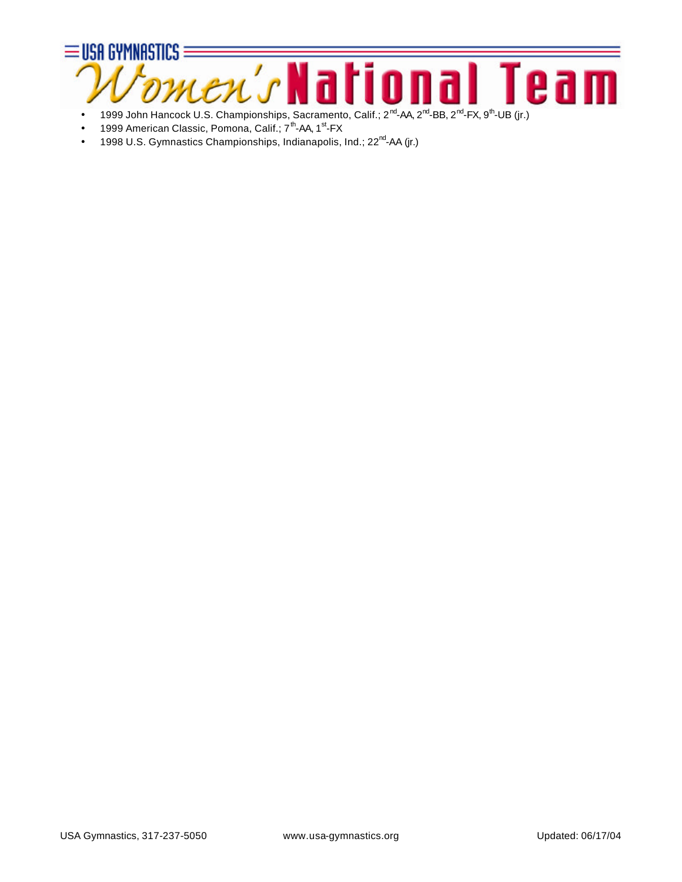- 1999 John Hancock U.S. Championships, Sacramento, Calif.; 2nd-AA, 2nd-BB, 2nd-FX, 9th-UB (jr.)
- 1999 American Classic, Pomona, Calif.; 7th-AA, 1st-FX
- 1998 U.S. Gymnastics Championships, Indianapolis, Ind.; 22nd-AA (jr.)